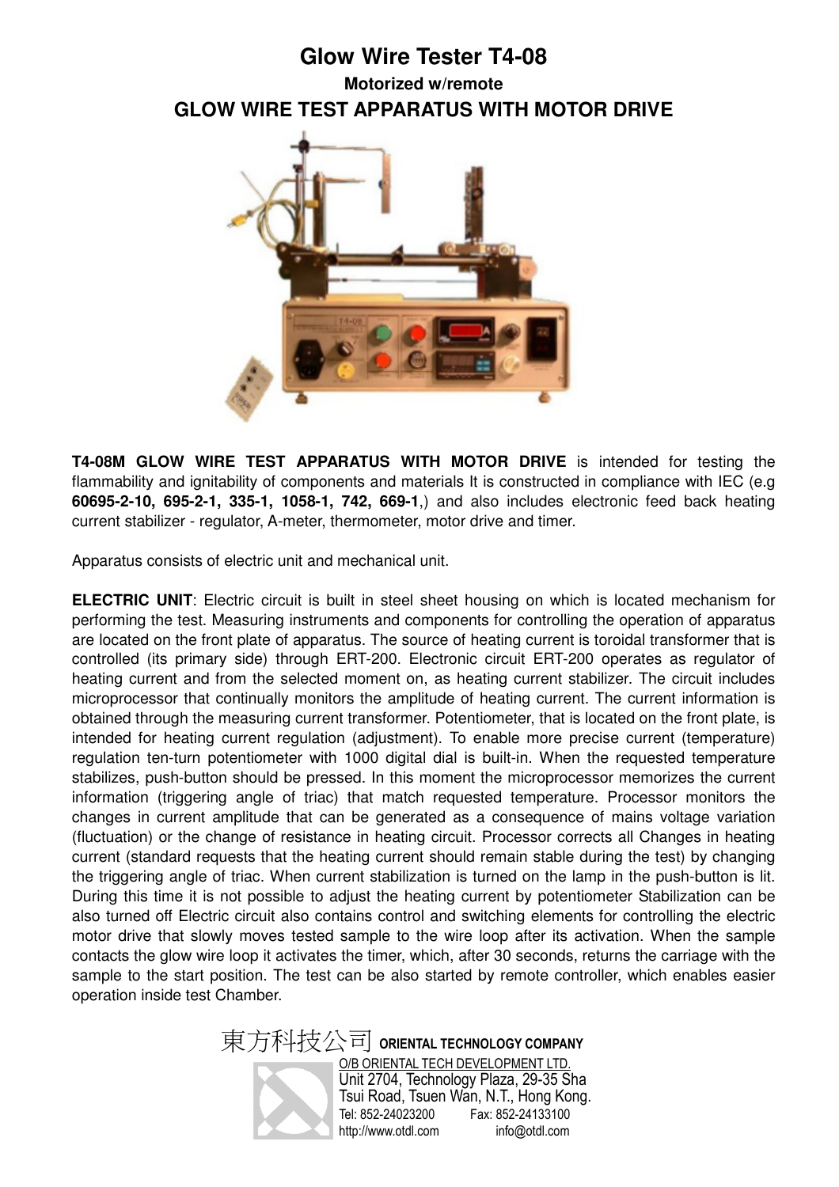# Glow Wire Tester T4-08

### Motorized w/remote

## GLOW WIRE TEST APPARATUS WITH MOTOR DRIVE

**T4-08M GLOW WIRE TEST APPARATUS WITH MOTOR DRIVE** is intended for testing the flammability and ignitability of components and materials It is constructed in compliance with IEC (e.g **60695-2-10, 695-2-1, 335-1, 1058-1, 742, 669-1**,) and also includes electronic feed back heating current stabilizer - regulator, A-meter, thermometer, motor drive and timer.

Apparatus consists of electric unit and mechanical unit.

**ELECTRIC UNIT**: Electric circuit is built in steel sheet housing on which is located mechanism for performing the test. Measuring instruments and components for controlling the operation of apparatus are located on the front plate of apparatus. The source of heating current is toroidal transformer that is controlled (its primary side) through ERT-200. Electronic circuit ERT-200 operates as regulator of heating current and from the selected moment on, as heating current stabilizer. The circuit includes microprocessor that continually monitors the amplitude of heating current. The current information is obtained through the measuring current transformer. Potentiometer, that is located on the front plate, is intended for heating current regulation (adjustment). To enable more precise current (temperature) regulation ten-turn potentiometer with 1000 digital dial is built-in. When the requested temperature stabilizes, push-button should be pressed. In this moment the microprocessor memorizes the current information (triggering angle of triac) that match requested temperature. Processor monitors the changes in current amplitude that can be generated as a consequence of mains voltage variation (fluctuation) or the change of resistance in heating circuit. Processor corrects all Changes in heating current (standard requests that the heating current should remain stable during the test) by changing the triggering angle of triac. When current stabilization is turned on the lamp in the push-button is lit. During this time it is not possible to adjust the heating current by potentiometer Stabilization can be also turned off Electric circuit also contains control and switching elements for controlling the electric motor drive that slowly moves tested sample to the wire loop after its activation. When the sample contacts the glow wire loop it activates the timer, which, after 30 seconds, returns the carriage with the sample to the start position. The test can be also started by remote controller, which enables easier operation inside test Chamber.

東方科技公司 **ORIENTAL TECHNOLOGY COMPANY**

O/B ORIENTAL TECH DEVELOPMENT LTD.
Unit 2704, Technology Plaza, 29-35 Sha Tsui Road, Tsuen Wan, N.T., Hong Kong.
Tel: 852-24023200 Fax: 852-24133100
http://www.otdl.com info@otdl.com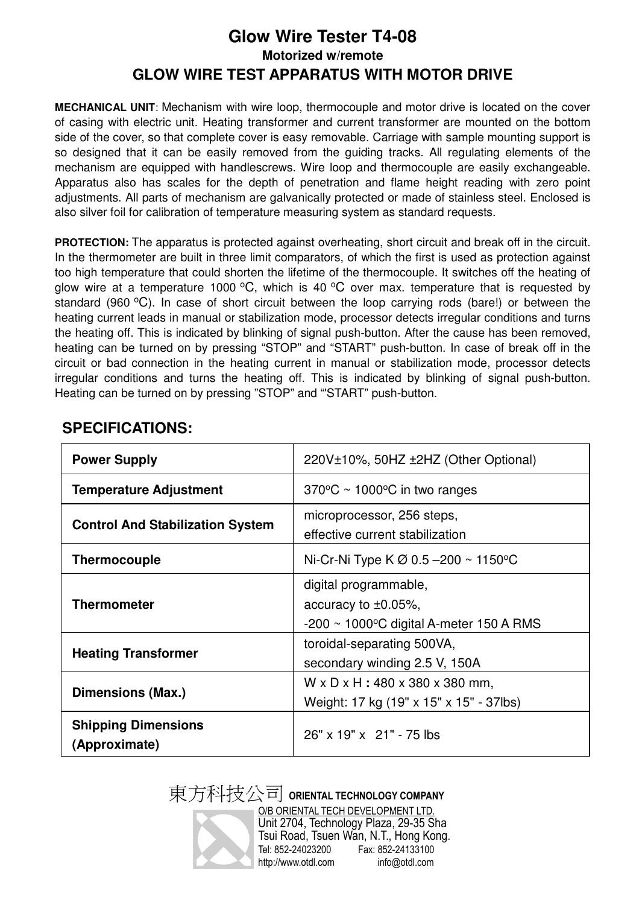# Glow Wire Tester T4-08

**Motorized w/remote**

## GLOW WIRE TEST APPARATUS WITH MOTOR DRIVE

**MECHANICAL UNIT**: Mechanism with wire loop, thermocouple and motor drive is located on the cover of casing with electric unit. Heating transformer and current transformer are mounted on the bottom side of the cover, so that complete cover is easy removable. Carriage with sample mounting support is so designed that it can be easily removed from the guiding tracks. All regulating elements of the mechanism are equipped with handlescrews. Wire loop and thermocouple are easily exchangeable. Apparatus also has scales for the depth of penetration and flame height reading with zero point adjustments. All parts of mechanism are galvanically protected or made of stainless steel. Enclosed is also silver foil for calibration of temperature measuring system as standard requests.

**PROTECTION:** The apparatus is protected against overheating, short circuit and break off in the circuit. In the thermometer are built in three limit comparators, of which the first is used as protection against too high temperature that could shorten the lifetime of the thermocouple. It switches off the heating of glow wire at a temperature 1000 ºC, which is 40 ºC over max. temperature that is requested by standard (960 ºC). In case of short circuit between the loop carrying rods (bare!) or between the heating current leads in manual or stabilization mode, processor detects irregular conditions and turns the heating off. This is indicated by blinking of signal push-button. After the cause has been removed, heating can be turned on by pressing "STOP" and "START" push-button. In case of break off in the circuit or bad connection in the heating current in manual or stabilization mode, processor detects irregular conditions and turns the heating off. This is indicated by blinking of signal push-button. Heating can be turned on by pressing "STOP" and "'START" push-button.

## SPECIFICATIONS:

| | |
|---|---|
| **Power Supply** | 220V±10%, 50HZ ±2HZ (Other Optional) |
| **Temperature Adjustment** | 370ºC ~ 1000ºC in two ranges |
| **Control And Stabilization System** | microprocessor, 256 steps,<br>effective current stabilization |
| **Thermocouple** | Ni-Cr-Ni Type K Ø 0.5 –200 ~ 1150ºC |
| **Thermometer** | digital programmable,<br>accuracy to ±0.05%,<br>-200 ~ 1000ºC digital A-meter 150 A RMS |
| **Heating Transformer** | toroidal-separating 500VA,<br>secondary winding 2.5 V, 150A |
| **Dimensions (Max.)** | W x D x H **:** 480 x 380 x 380 mm,<br>Weight: 17 kg (19" x 15" x 15" - 37lbs) |
| **Shipping Dimensions (Approximate)** | 26" x 19" x 21" - 75 lbs |

東方科技公司 **ORIENTAL TECHNOLOGY COMPANY**

O/B ORIENTAL TECH DEVELOPMENT LTD.
Unit 2704, Technology Plaza, 29-35 Sha Tsui Road, Tsuen Wan, N.T., Hong Kong.
Tel: 852-24023200 Fax: 852-24133100
http://www.otdl.com info@otdl.com